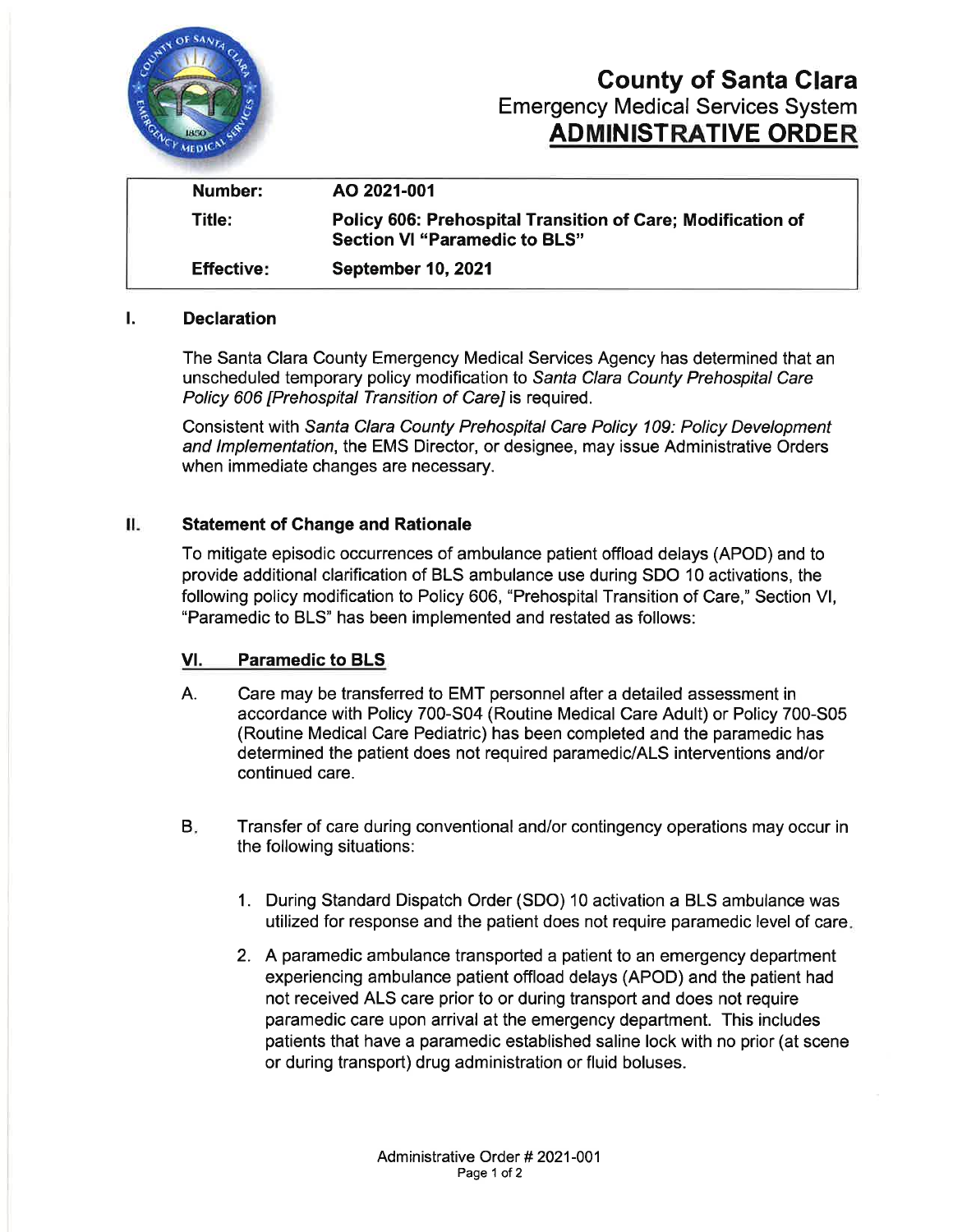# County of Santa Clara
## Emergency Medical Services System
## ADMINISTRATIVE ORDER

| | |
|---|---|
| **Number:** | **AO 2021-001** |
| **Title:** | **Policy 606: Prehospital Transition of Care; Modification of Section VI "Paramedic to BLS"** |
| **Effective:** | **September 10, 2021** |

## I. Declaration

The Santa Clara County Emergency Medical Services Agency has determined that an unscheduled temporary policy modification to *Santa Clara County Prehospital Care Policy 606 [Prehospital Transition of Care]* is required.

Consistent with *Santa Clara County Prehospital Care Policy 109: Policy Development and Implementation*, the EMS Director, or designee, may issue Administrative Orders when immediate changes are necessary.

## II. Statement of Change and Rationale

To mitigate episodic occurrences of ambulance patient offload delays (APOD) and to provide additional clarification of BLS ambulance use during SDO 10 activations, the following policy modification to Policy 606, "Prehospital Transition of Care," Section VI, "Paramedic to BLS" has been implemented and restated as follows:

### VI. Paramedic to BLS

A. Care may be transferred to EMT personnel after a detailed assessment in accordance with Policy 700-S04 (Routine Medical Care Adult) or Policy 700-S05 (Routine Medical Care Pediatric) has been completed and the paramedic has determined the patient does not required paramedic/ALS interventions and/or continued care.

B. Transfer of care during conventional and/or contingency operations may occur in the following situations:

1. During Standard Dispatch Order (SDO) 10 activation a BLS ambulance was utilized for response and the patient does not require paramedic level of care.

2. A paramedic ambulance transported a patient to an emergency department experiencing ambulance patient offload delays (APOD) and the patient had not received ALS care prior to or during transport and does not require paramedic care upon arrival at the emergency department. This includes patients that have a paramedic established saline lock with no prior (at scene or during transport) drug administration or fluid boluses.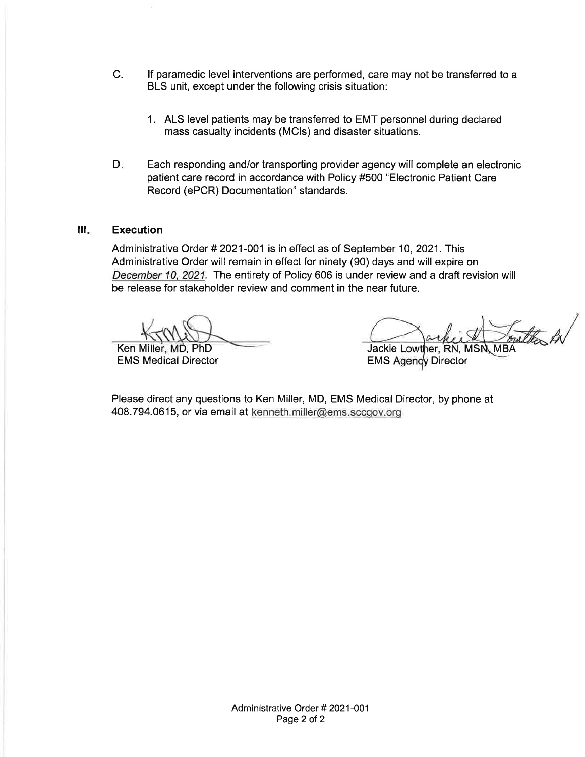C. If paramedic level interventions are performed, care may not be transferred to a BLS unit, except under the following crisis situation:

   1. ALS level patients may be transferred to EMT personnel during declared mass casualty incidents (MCIs) and disaster situations.

D. Each responding and/or transporting provider agency will complete an electronic patient care record in accordance with Policy #500 "Electronic Patient Care Record (ePCR) Documentation" standards.

## III. Execution

Administrative Order # 2021-001 is in effect as of September 10, 2021. This Administrative Order will remain in effect for ninety (90) days and will expire on *December 10, 2021*. The entirety of Policy 606 is under review and a draft revision will be release for stakeholder review and comment in the near future.

Ken Miller, MD, PhD
EMS Medical Director

Jackie Lowther, RN, MSN, MBA
EMS Agency Director

Please direct any questions to Ken Miller, MD, EMS Medical Director, by phone at 408.794.0615, or via email at kenneth.miller@ems.sccgov.org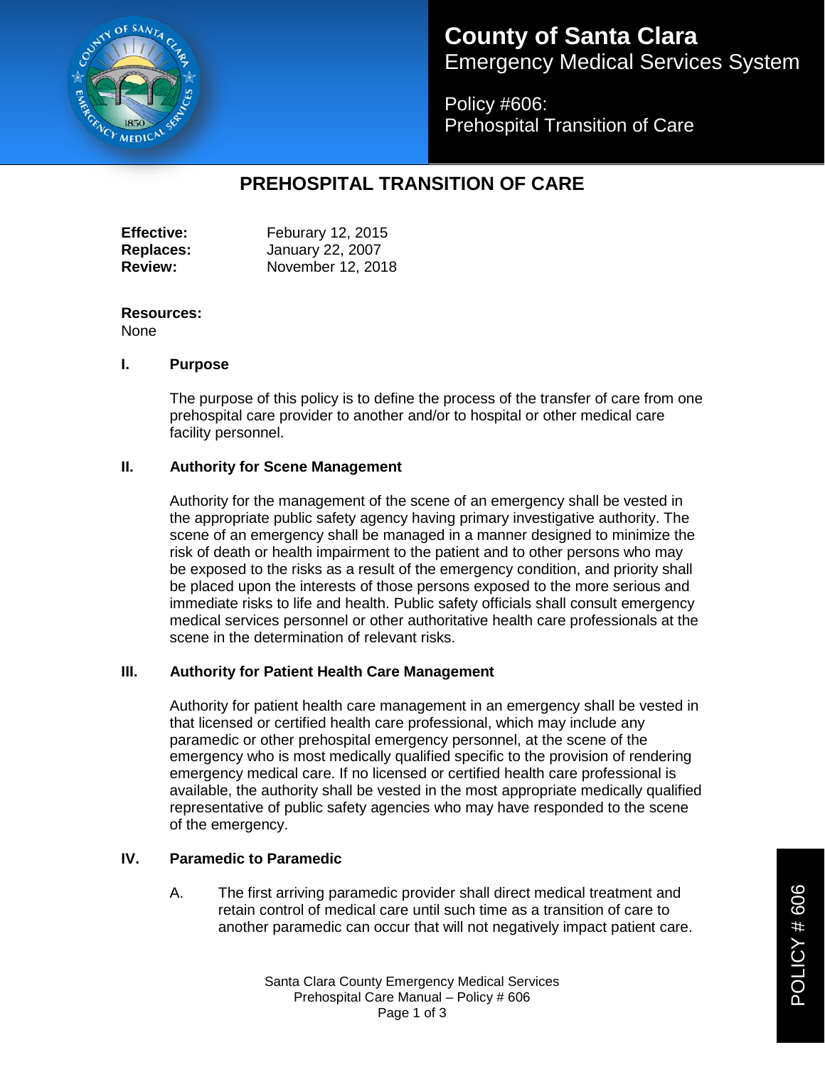# County of Santa Clara
Emergency Medical Services System

Policy #606:
Prehospital Transition of Care

## PREHOSPITAL TRANSITION OF CARE

**Effective:** Feburary 12, 2015
**Replaces:** January 22, 2007
**Review:** November 12, 2018

**Resources:**
None

### I. Purpose

The purpose of this policy is to define the process of the transfer of care from one prehospital care provider to another and/or to hospital or other medical care facility personnel.

### II. Authority for Scene Management

Authority for the management of the scene of an emergency shall be vested in the appropriate public safety agency having primary investigative authority. The scene of an emergency shall be managed in a manner designed to minimize the risk of death or health impairment to the patient and to other persons who may be exposed to the risks as a result of the emergency condition, and priority shall be placed upon the interests of those persons exposed to the more serious and immediate risks to life and health. Public safety officials shall consult emergency medical services personnel or other authoritative health care professionals at the scene in the determination of relevant risks.

### III. Authority for Patient Health Care Management

Authority for patient health care management in an emergency shall be vested in that licensed or certified health care professional, which may include any paramedic or other prehospital emergency personnel, at the scene of the emergency who is most medically qualified specific to the provision of rendering emergency medical care. If no licensed or certified health care professional is available, the authority shall be vested in the most appropriate medically qualified representative of public safety agencies who may have responded to the scene of the emergency.

### IV. Paramedic to Paramedic

A. The first arriving paramedic provider shall direct medical treatment and retain control of medical care until such time as a transition of care to another paramedic can occur that will not negatively impact patient care.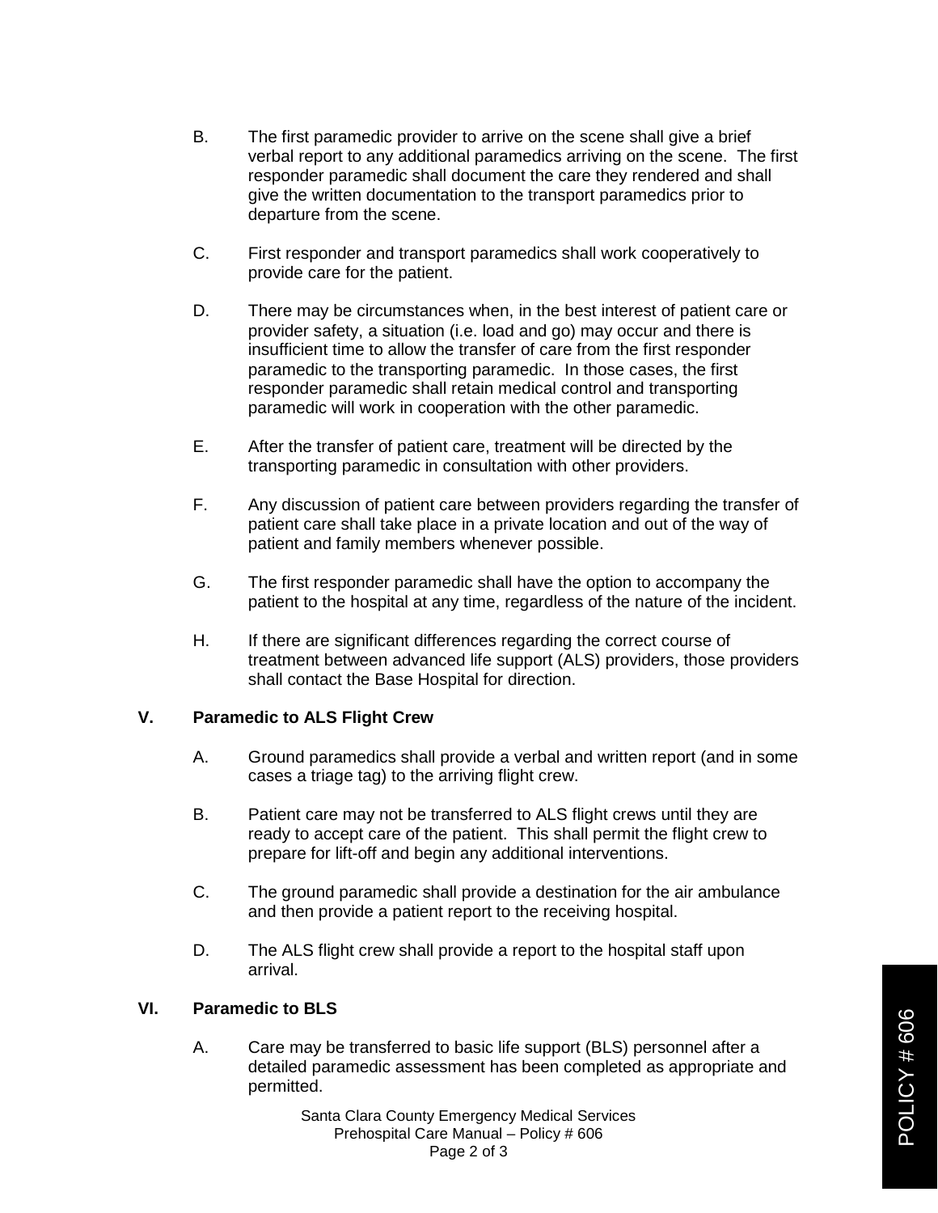B. The first paramedic provider to arrive on the scene shall give a brief verbal report to any additional paramedics arriving on the scene. The first responder paramedic shall document the care they rendered and shall give the written documentation to the transport paramedics prior to departure from the scene.

C. First responder and transport paramedics shall work cooperatively to provide care for the patient.

D. There may be circumstances when, in the best interest of patient care or provider safety, a situation (i.e. load and go) may occur and there is insufficient time to allow the transfer of care from the first responder paramedic to the transporting paramedic. In those cases, the first responder paramedic shall retain medical control and transporting paramedic will work in cooperation with the other paramedic.

E. After the transfer of patient care, treatment will be directed by the transporting paramedic in consultation with other providers.

F. Any discussion of patient care between providers regarding the transfer of patient care shall take place in a private location and out of the way of patient and family members whenever possible.

G. The first responder paramedic shall have the option to accompany the patient to the hospital at any time, regardless of the nature of the incident.

H. If there are significant differences regarding the correct course of treatment between advanced life support (ALS) providers, those providers shall contact the Base Hospital for direction.

## V. Paramedic to ALS Flight Crew

A. Ground paramedics shall provide a verbal and written report (and in some cases a triage tag) to the arriving flight crew.

B. Patient care may not be transferred to ALS flight crews until they are ready to accept care of the patient. This shall permit the flight crew to prepare for lift-off and begin any additional interventions.

C. The ground paramedic shall provide a destination for the air ambulance and then provide a patient report to the receiving hospital.

D. The ALS flight crew shall provide a report to the hospital staff upon arrival.

## VI. Paramedic to BLS

A. Care may be transferred to basic life support (BLS) personnel after a detailed paramedic assessment has been completed as appropriate and permitted.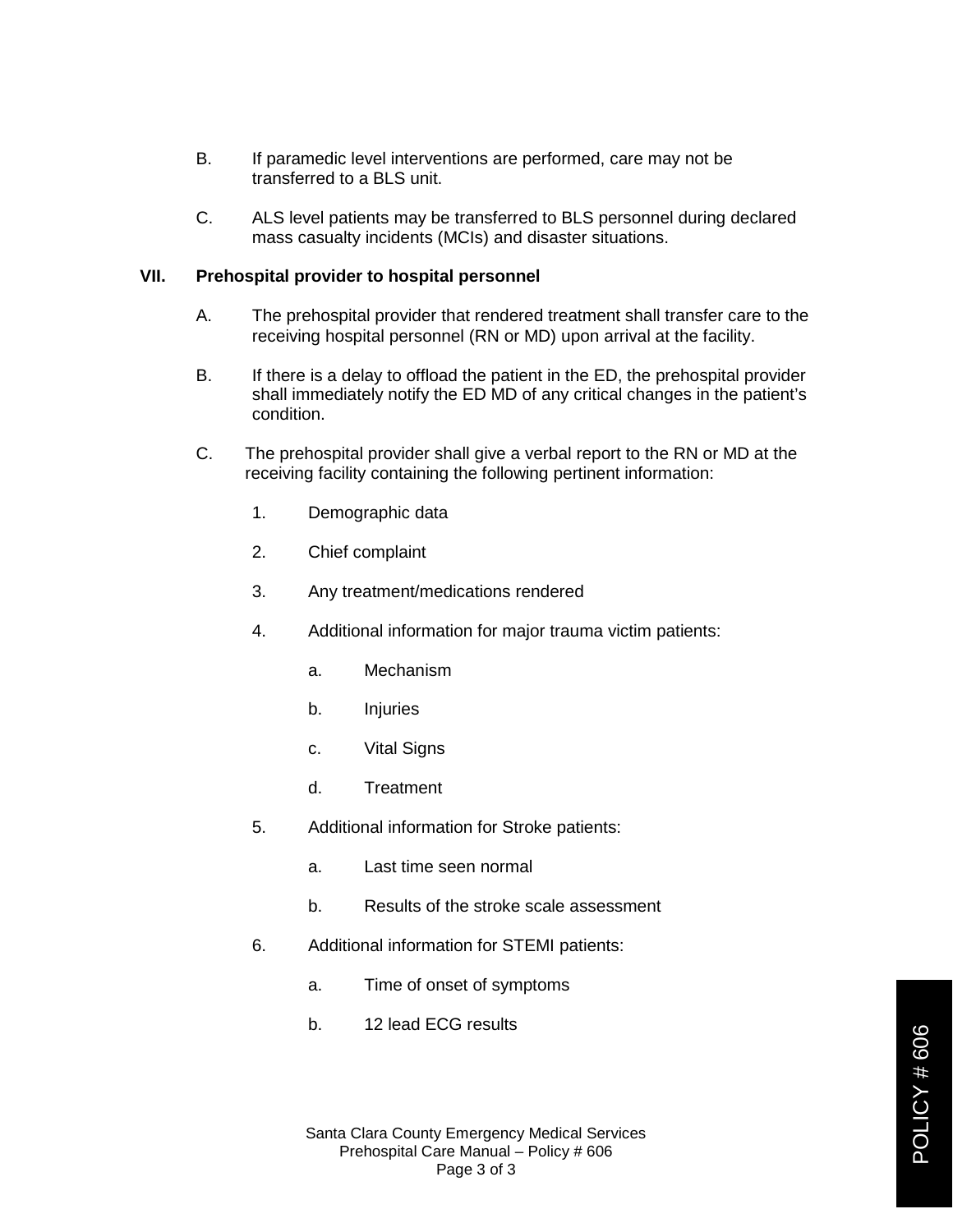B. If paramedic level interventions are performed, care may not be transferred to a BLS unit.

C. ALS level patients may be transferred to BLS personnel during declared mass casualty incidents (MCIs) and disaster situations.

## VII. Prehospital provider to hospital personnel

A. The prehospital provider that rendered treatment shall transfer care to the receiving hospital personnel (RN or MD) upon arrival at the facility.

B. If there is a delay to offload the patient in the ED, the prehospital provider shall immediately notify the ED MD of any critical changes in the patient's condition.

C. The prehospital provider shall give a verbal report to the RN or MD at the receiving facility containing the following pertinent information:

1. Demographic data
2. Chief complaint
3. Any treatment/medications rendered
4. Additional information for major trauma victim patients:
   a. Mechanism
   b. Injuries
   c. Vital Signs
   d. Treatment
5. Additional information for Stroke patients:
   a. Last time seen normal
   b. Results of the stroke scale assessment
6. Additional information for STEMI patients:
   a. Time of onset of symptoms
   b. 12 lead ECG results